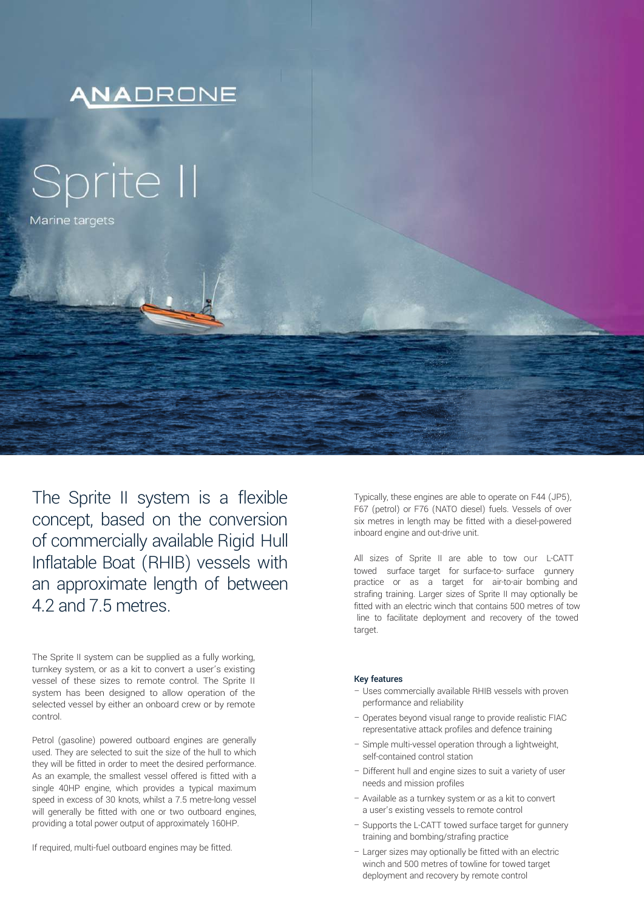ANADRONE

# Sprite II

Marine targets

## The Sprite II system is a flexible concept, based on the conversion of commercially available Rigid Hull Inflatable Boat (RHIB) vessels with an approximate length of between 4.2 and 7.5 metres.

The Sprite II system can be supplied as a fully working, turnkey system, or as a kit to convert a user's existing vessel of these sizes to remote control. The Sprite II system has been designed to allow operation of the selected vessel by either an onboard crew or by remote control.

Petrol (gasoline) powered outboard engines are generally used. They are selected to suit the size of the hull to which they will be fitted in order to meet the desired performance. As an example, the smallest vessel offered is fitted with a single 40HP engine, which provides a typical maximum speed in excess of 30 knots, whilst a 7.5 metre-long vessel will generally be fitted with one or two outboard engines, providing a total power output of approximately 160HP.

If required, multi-fuel outboard engines may be fitted.

Typically, these engines are able to operate on F44 (JP5), F67 (petrol) or F76 (NATO diesel) fuels. Vessels of over six metres in length may be fitted with a diesel-powered inboard engine and out-drive unit.

All sizes of Sprite II are able to tow our L-CATT towed surface target for surface-to- surface gunnery practice or as a target for air-to-air bombing and strafing training. Larger sizes of Sprite II may optionally be fitted with an electric winch that contains 500 metres of tow line to facilitate deployment and recovery of the towed target.

**Key features**

- Uses commercially available RHIB vessels with proven performance and reliability
- Operates beyond visual range to provide realistic FIAC representative attack profiles and defence training
- Simple multi-vessel operation through a lightweight, self-contained control station
- Different hull and engine sizes to suit a variety of user needs and mission profiles
- Available as a turnkey system or as a kit to convert a user's existing vessels to remote control
- Supports the L-CATT towed surface target for gunnery training and bombing/strafing practice
- Larger sizes may optionally be fitted with an electric winch and 500 metres of towline for towed target deployment and recovery by remote control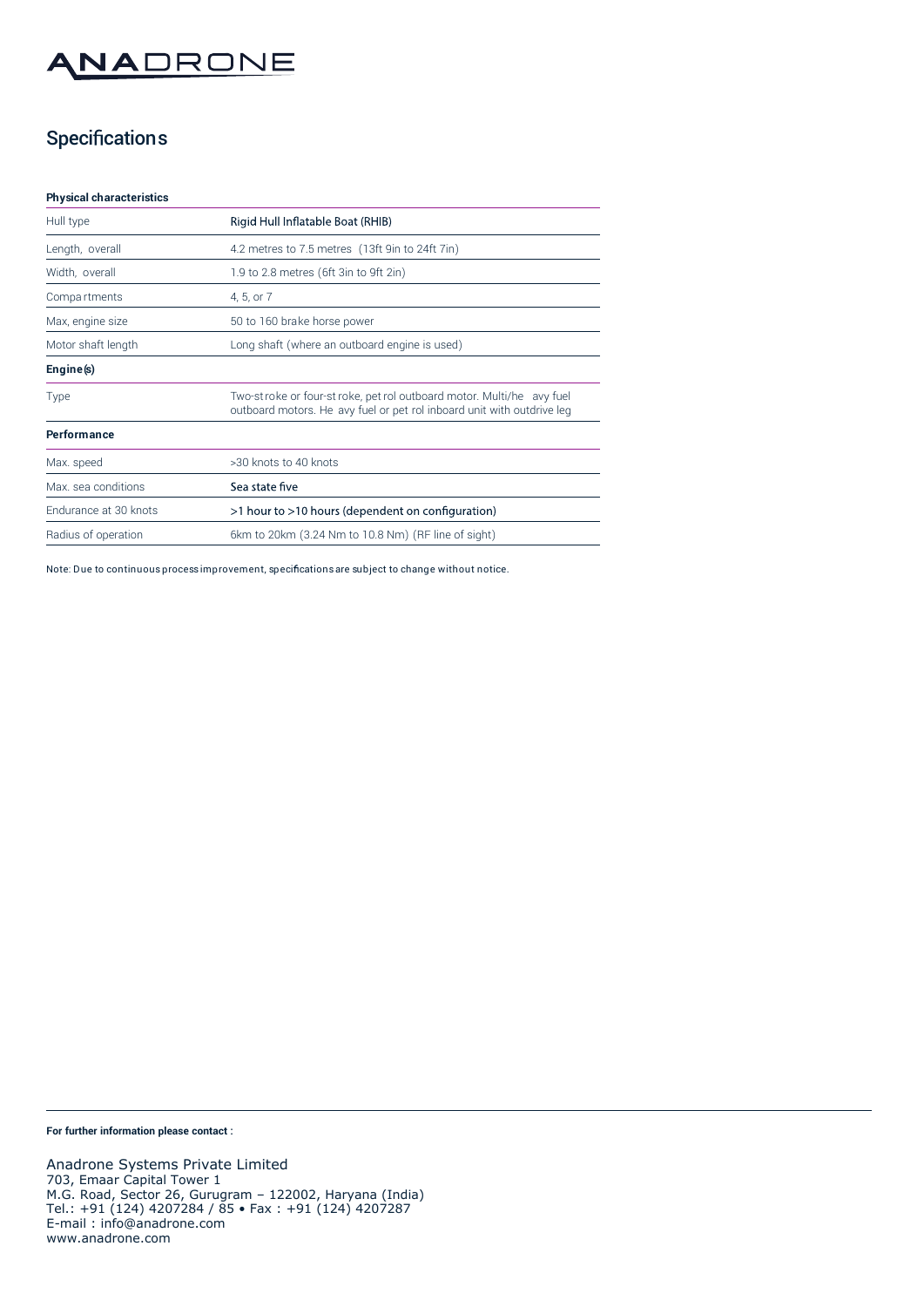ANADRONE

## Specifications

| **Physical characteristics** | |
|---|---|
| Hull type | Rigid Hull Inflatable Boat (RHIB) |
| Length, overall | 4.2 metres to 7.5 metres (13ft 9in to 24ft 7in) |
| Width, overall | 1.9 to 2.8 metres (6ft 3in to 9ft 2in) |
| Compartments | 4, 5, or 7 |
| Max, engine size | 50 to 160 brake horse power |
| Motor shaft length | Long shaft (where an outboard engine is used) |
| **Engine(s)** | |
| Type | Two-stroke or four-stroke, petrol outboard motor. Multi/heavy fuel outboard motors. Heavy fuel or petrol inboard unit with outdrive leg |
| **Performance** | |
| Max. speed | >30 knots to 40 knots |
| Max. sea conditions | Sea state five |
| Endurance at 30 knots | >1 hour to >10 hours (dependent on configuration) |
| Radius of operation | 6km to 20km (3.24 Nm to 10.8 Nm) (RF line of sight) |

Note: Due to continuous process improvement, specifications are subject to change without notice.

**For further information please contact :**

Anadrone Systems Private Limited
703, Emaar Capital Tower 1
M.G. Road, Sector 26, Gurugram – 122002, Haryana (India)
Tel.: +91 (124) 4207284 / 85 • Fax : +91 (124) 4207287
E-mail : info@anadrone.com
www.anadrone.com